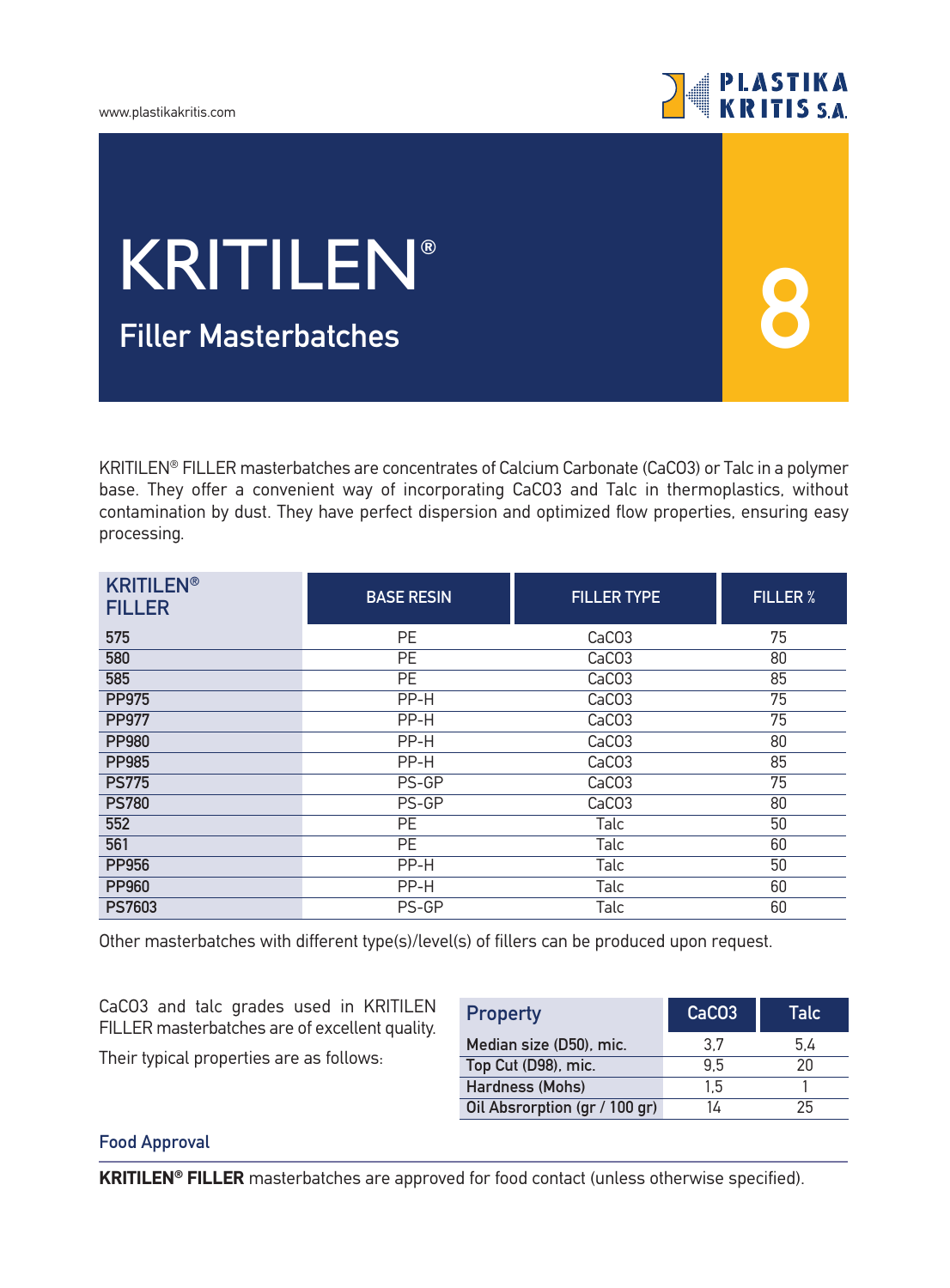# KRITILEN®

## Filler Masterbatches

8

KRITILEN® FILLER masterbatches are concentrates of Calcium Carbonate ($CaCO_3$) or Talc in a polymer base. They offer a convenient way of incorporating $CaCO_3$ and Talc in thermoplastics, without contamination by dust. They have perfect dispersion and optimized flow properties, ensuring easy processing.

| KRITILEN® FILLER | BASE RESIN | FILLER TYPE | FILLER % |
|---|---|---|---|
| 575 | PE | $CaCO_3$ | 75 |
| 580 | PE | $CaCO_3$ | 80 |
| 585 | PE | $CaCO_3$ | 85 |
| PP975 | PP-H | $CaCO_3$ | 75 |
| PP977 | PP-H | $CaCO_3$ | 75 |
| PP980 | PP-H | $CaCO_3$ | 80 |
| PP985 | PP-H | $CaCO_3$ | 85 |
| PS775 | PS-GP | $CaCO_3$ | 75 |
| PS780 | PS-GP | $CaCO_3$ | 80 |
| 552 | PE | Talc | 50 |
| 561 | PE | Talc | 60 |
| PP956 | PP-H | Talc | 50 |
| PP960 | PP-H | Talc | 60 |
| PS7603 | PS-GP | Talc | 60 |

Other masterbatches with different type(s)/level(s) of fillers can be produced upon request.

$CaCO_3$ and talc grades used in KRITILEN FILLER masterbatches are of excellent quality.

Their typical properties are as follows:

| Property | $CaCO_3$ | Talc |
|---|---|---|
| Median size (D50), mic. | 3,7 | 5,4 |
| Top Cut (D98), mic. | 9,5 | 20 |
| Hardness (Mohs) | 1,5 | 1 |
| Oil Absorption (gr / 100 gr) | 14 | 25 |

### Food Approval

**KRITILEN® FILLER** masterbatches are approved for food contact (unless otherwise specified).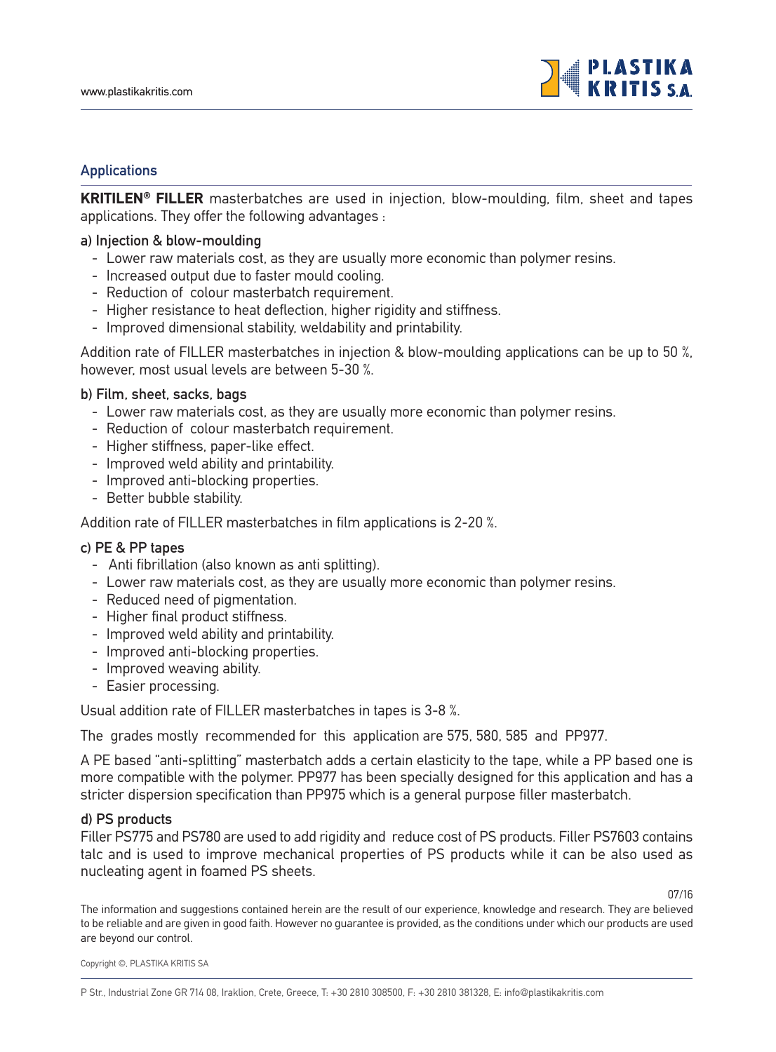## Applications

**KRITILEN® FILLER** masterbatches are used in injection, blow-moulding, film, sheet and tapes applications. They offer the following advantages :

### a) Injection & blow-moulding

- Lower raw materials cost, as they are usually more economic than polymer resins.
- Increased output due to faster mould cooling.
- Reduction of colour masterbatch requirement.
- Higher resistance to heat deflection, higher rigidity and stiffness.
- Improved dimensional stability, weldability and printability.

Addition rate of FILLER masterbatches in injection & blow-moulding applications can be up to 50 %, however, most usual levels are between 5-30 %.

### b) Film, sheet, sacks, bags

- Lower raw materials cost, as they are usually more economic than polymer resins.
- Reduction of colour masterbatch requirement.
- Higher stiffness, paper-like effect.
- Improved weld ability and printability.
- Improved anti-blocking properties.
- Better bubble stability.

Addition rate of FILLER masterbatches in film applications is 2-20 %.

### c) PE & PP tapes

- Anti fibrillation (also known as anti splitting).
- Lower raw materials cost, as they are usually more economic than polymer resins.
- Reduced need of pigmentation.
- Higher final product stiffness.
- Improved weld ability and printability.
- Improved anti-blocking properties.
- Improved weaving ability.
- Easier processing.

Usual addition rate of FILLER masterbatches in tapes is 3-8 %.

The grades mostly recommended for this application are 575, 580, 585 and PP977.

A PE based "anti-splitting" masterbatch adds a certain elasticity to the tape, while a PP based one is more compatible with the polymer. PP977 has been specially designed for this application and has a stricter dispersion specification than PP975 which is a general purpose filler masterbatch.

### d) PS products

Filler PS775 and PS780 are used to add rigidity and reduce cost of PS products. Filler PS7603 contains talc and is used to improve mechanical properties of PS products while it can be also used as nucleating agent in foamed PS sheets.

07/16

The information and suggestions contained herein are the result of our experience, knowledge and research. They are believed to be reliable and are given in good faith. However no guarantee is provided, as the conditions under which our products are used are beyond our control.

Copyright ©, PLASTIKA KRITIS SA